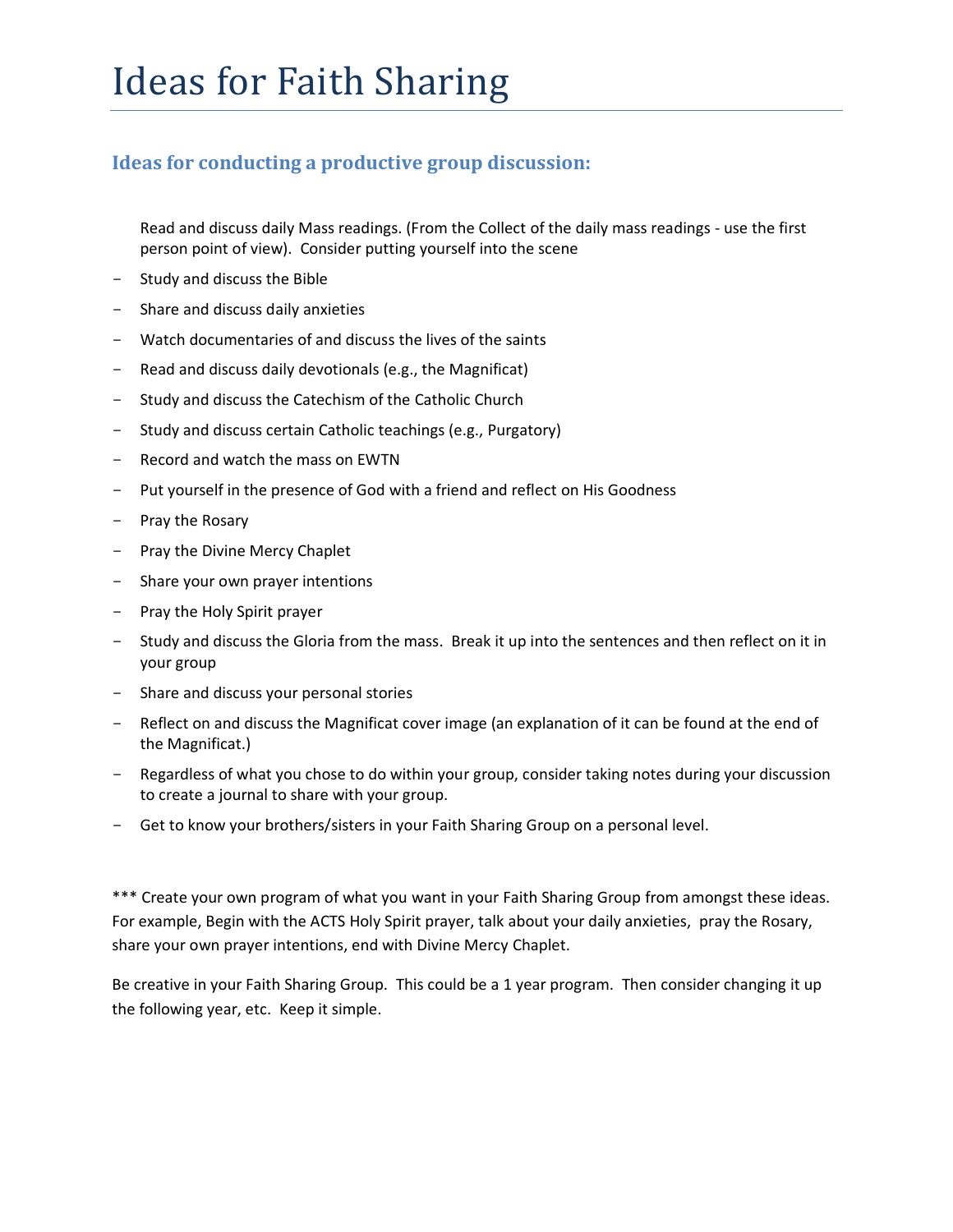# Ideas for Faith Sharing

### Ideas for conducting a productive group discussion:

Read and discuss daily Mass readings. (From the Collect of the daily mass readings - use the first person point of view). Consider putting yourself into the scene

- Study and discuss the Bible
- Share and discuss daily anxieties
- Watch documentaries of and discuss the lives of the saints
- Read and discuss daily devotionals (e.g., the Magnificat)
- Study and discuss the Catechism of the Catholic Church
- Study and discuss certain Catholic teachings (e.g., Purgatory)
- Record and watch the mass on EWTN
- Put yourself in the presence of God with a friend and reflect on His Goodness
- Pray the Rosary
- Pray the Divine Mercy Chaplet
- Share your own prayer intentions
- Pray the Holy Spirit prayer
- Study and discuss the Gloria from the mass. Break it up into the sentences and then reflect on it in your group
- Share and discuss your personal stories
- Reflect on and discuss the Magnificat cover image (an explanation of it can be found at the end of the Magnificat.)
- Regardless of what you chose to do within your group, consider taking notes during your discussion to create a journal to share with your group.
- Get to know your brothers/sisters in your Faith Sharing Group on a personal level.

*** Create your own program of what you want in your Faith Sharing Group from amongst these ideas. For example, Begin with the ACTS Holy Spirit prayer, talk about your daily anxieties, pray the Rosary, share your own prayer intentions, end with Divine Mercy Chaplet.

Be creative in your Faith Sharing Group. This could be a 1 year program. Then consider changing it up the following year, etc. Keep it simple.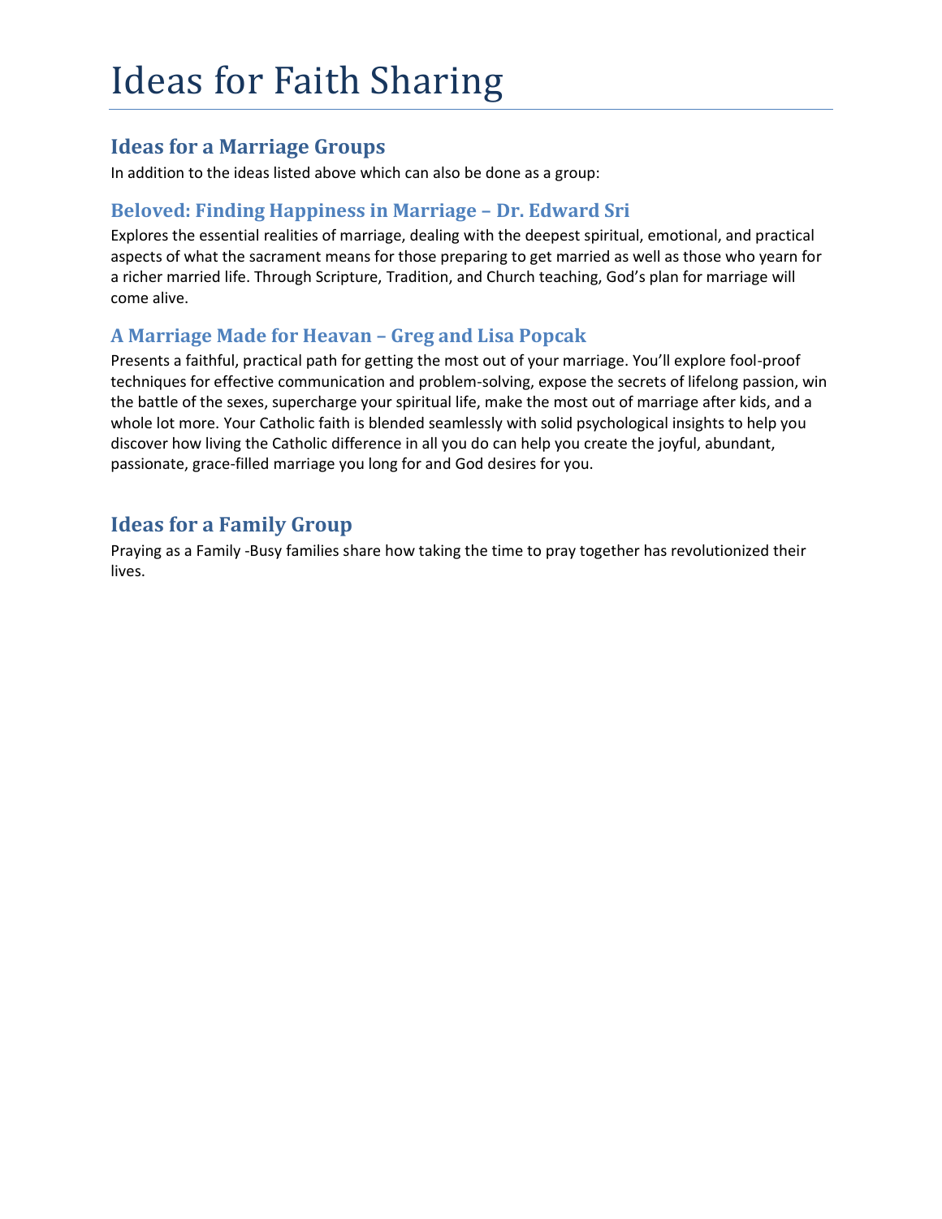# Ideas for Faith Sharing

## Ideas for a Marriage Groups

In addition to the ideas listed above which can also be done as a group:

### Beloved: Finding Happiness in Marriage – Dr. Edward Sri

Explores the essential realities of marriage, dealing with the deepest spiritual, emotional, and practical aspects of what the sacrament means for those preparing to get married as well as those who yearn for a richer married life. Through Scripture, Tradition, and Church teaching, God's plan for marriage will come alive.

### A Marriage Made for Heavan – Greg and Lisa Popcak

Presents a faithful, practical path for getting the most out of your marriage. You'll explore fool-proof techniques for effective communication and problem-solving, expose the secrets of lifelong passion, win the battle of the sexes, supercharge your spiritual life, make the most out of marriage after kids, and a whole lot more. Your Catholic faith is blended seamlessly with solid psychological insights to help you discover how living the Catholic difference in all you do can help you create the joyful, abundant, passionate, grace-filled marriage you long for and God desires for you.

## Ideas for a Family Group

Praying as a Family -Busy families share how taking the time to pray together has revolutionized their lives.